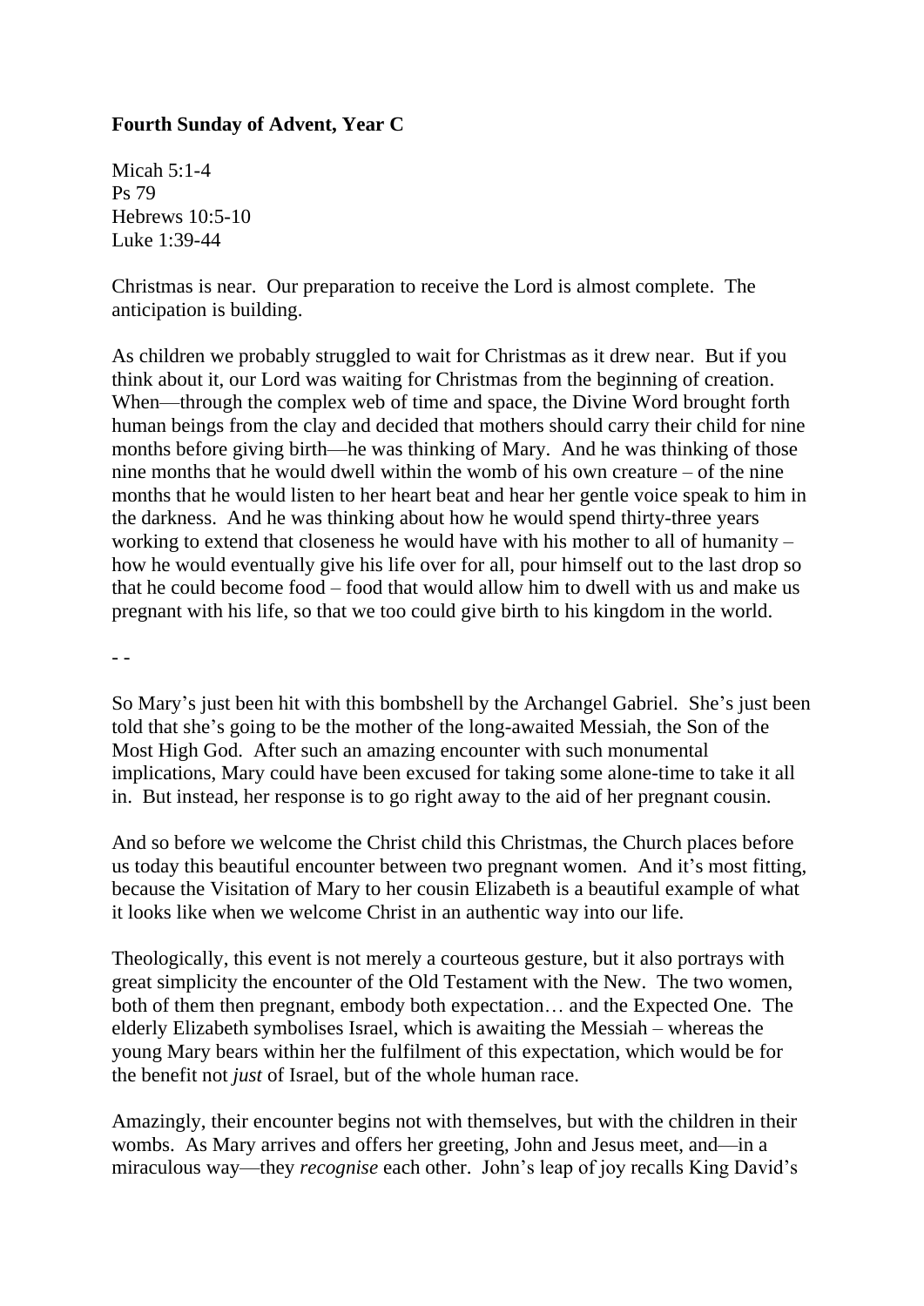**Fourth Sunday of Advent, Year C**

Micah 5:1-4
Ps 79
Hebrews 10:5-10
Luke 1:39-44

Christmas is near. Our preparation to receive the Lord is almost complete. The anticipation is building.

As children we probably struggled to wait for Christmas as it drew near. But if you think about it, our Lord was waiting for Christmas from the beginning of creation. When—through the complex web of time and space, the Divine Word brought forth human beings from the clay and decided that mothers should carry their child for nine months before giving birth—he was thinking of Mary. And he was thinking of those nine months that he would dwell within the womb of his own creature – of the nine months that he would listen to her heart beat and hear her gentle voice speak to him in the darkness. And he was thinking about how he would spend thirty-three years working to extend that closeness he would have with his mother to all of humanity – how he would eventually give his life over for all, pour himself out to the last drop so that he could become food – food that would allow him to dwell with us and make us pregnant with his life, so that we too could give birth to his kingdom in the world.

- -

So Mary's just been hit with this bombshell by the Archangel Gabriel. She's just been told that she's going to be the mother of the long-awaited Messiah, the Son of the Most High God. After such an amazing encounter with such monumental implications, Mary could have been excused for taking some alone-time to take it all in. But instead, her response is to go right away to the aid of her pregnant cousin.

And so before we welcome the Christ child this Christmas, the Church places before us today this beautiful encounter between two pregnant women. And it's most fitting, because the Visitation of Mary to her cousin Elizabeth is a beautiful example of what it looks like when we welcome Christ in an authentic way into our life.

Theologically, this event is not merely a courteous gesture, but it also portrays with great simplicity the encounter of the Old Testament with the New. The two women, both of them then pregnant, embody both expectation… and the Expected One. The elderly Elizabeth symbolises Israel, which is awaiting the Messiah – whereas the young Mary bears within her the fulfilment of this expectation, which would be for the benefit not *just* of Israel, but of the whole human race.

Amazingly, their encounter begins not with themselves, but with the children in their wombs. As Mary arrives and offers her greeting, John and Jesus meet, and—in a miraculous way—they *recognise* each other. John's leap of joy recalls King David's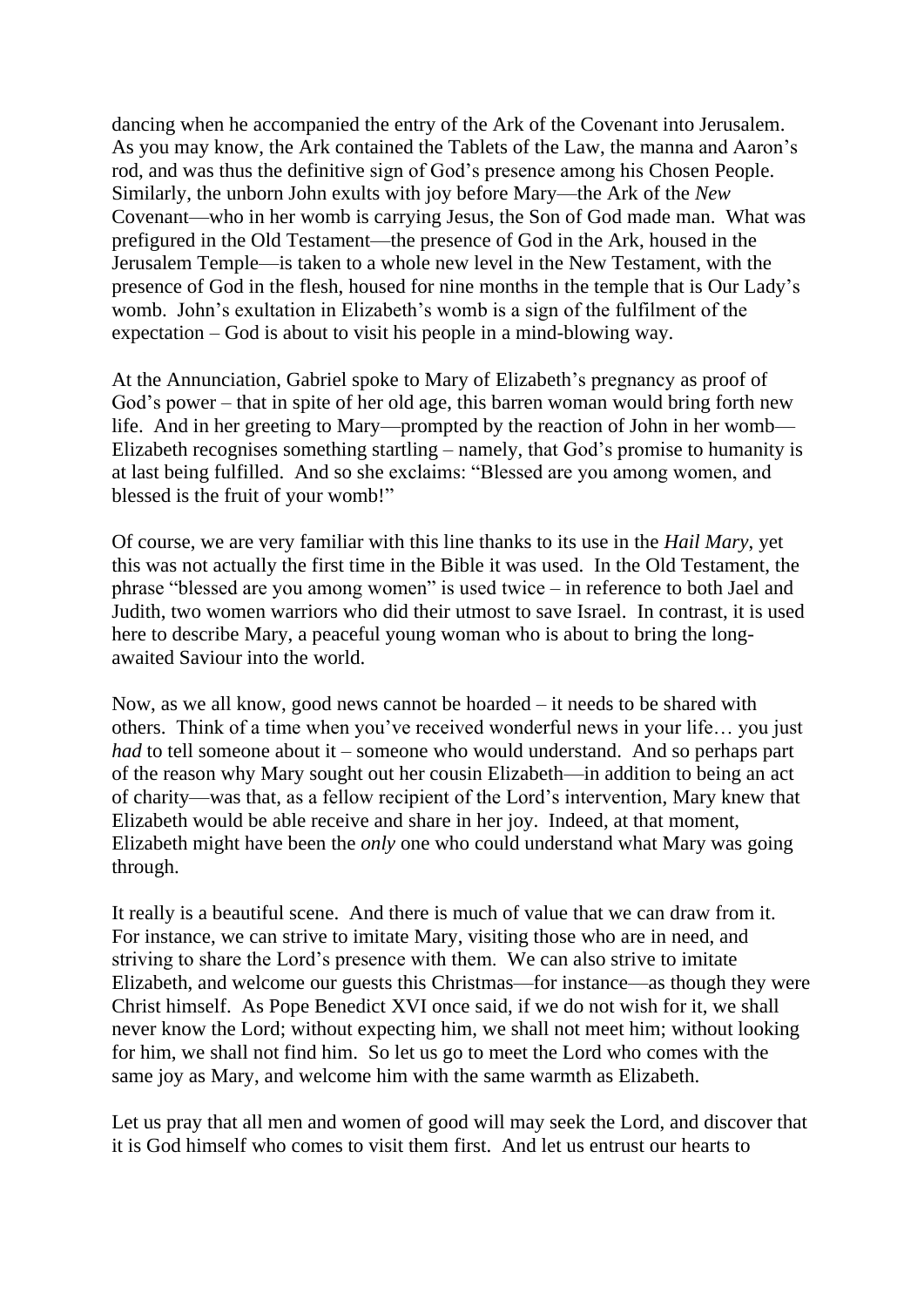dancing when he accompanied the entry of the Ark of the Covenant into Jerusalem. As you may know, the Ark contained the Tablets of the Law, the manna and Aaron's rod, and was thus the definitive sign of God's presence among his Chosen People. Similarly, the unborn John exults with joy before Mary—the Ark of the *New* Covenant—who in her womb is carrying Jesus, the Son of God made man. What was prefigured in the Old Testament—the presence of God in the Ark, housed in the Jerusalem Temple—is taken to a whole new level in the New Testament, with the presence of God in the flesh, housed for nine months in the temple that is Our Lady's womb. John's exultation in Elizabeth's womb is a sign of the fulfilment of the expectation – God is about to visit his people in a mind-blowing way.

At the Annunciation, Gabriel spoke to Mary of Elizabeth's pregnancy as proof of God's power – that in spite of her old age, this barren woman would bring forth new life. And in her greeting to Mary—prompted by the reaction of John in her womb—Elizabeth recognises something startling – namely, that God's promise to humanity is at last being fulfilled. And so she exclaims: "Blessed are you among women, and blessed is the fruit of your womb!"

Of course, we are very familiar with this line thanks to its use in the *Hail Mary*, yet this was not actually the first time in the Bible it was used. In the Old Testament, the phrase "blessed are you among women" is used twice – in reference to both Jael and Judith, two women warriors who did their utmost to save Israel. In contrast, it is used here to describe Mary, a peaceful young woman who is about to bring the long-awaited Saviour into the world.

Now, as we all know, good news cannot be hoarded – it needs to be shared with others. Think of a time when you've received wonderful news in your life… you just *had* to tell someone about it – someone who would understand. And so perhaps part of the reason why Mary sought out her cousin Elizabeth—in addition to being an act of charity—was that, as a fellow recipient of the Lord's intervention, Mary knew that Elizabeth would be able receive and share in her joy. Indeed, at that moment, Elizabeth might have been the *only* one who could understand what Mary was going through.

It really is a beautiful scene. And there is much of value that we can draw from it. For instance, we can strive to imitate Mary, visiting those who are in need, and striving to share the Lord's presence with them. We can also strive to imitate Elizabeth, and welcome our guests this Christmas—for instance—as though they were Christ himself. As Pope Benedict XVI once said, if we do not wish for it, we shall never know the Lord; without expecting him, we shall not meet him; without looking for him, we shall not find him. So let us go to meet the Lord who comes with the same joy as Mary, and welcome him with the same warmth as Elizabeth.

Let us pray that all men and women of good will may seek the Lord, and discover that it is God himself who comes to visit them first. And let us entrust our hearts to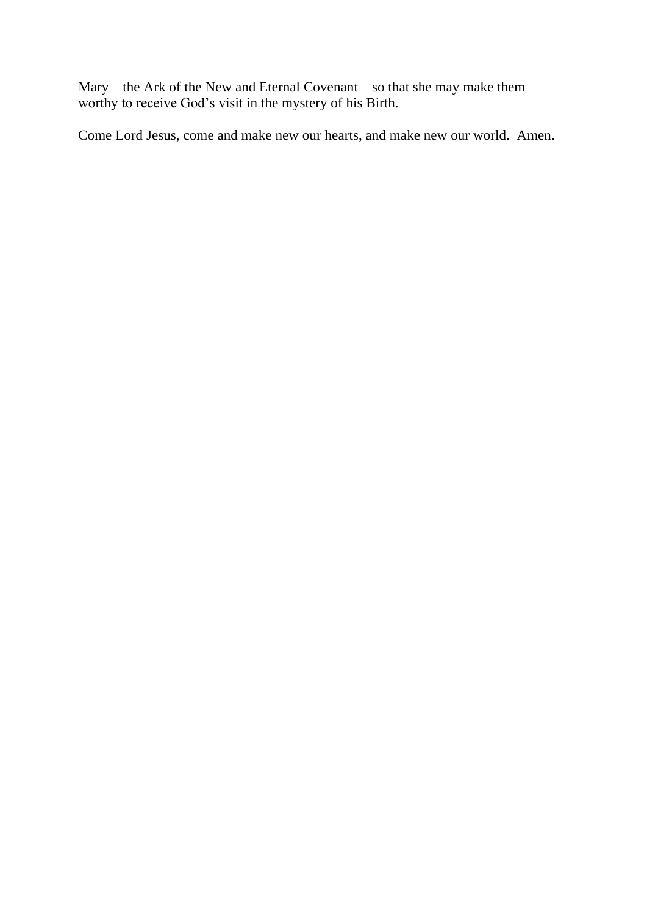Mary—the Ark of the New and Eternal Covenant—so that she may make them worthy to receive God's visit in the mystery of his Birth.

Come Lord Jesus, come and make new our hearts, and make new our world. Amen.